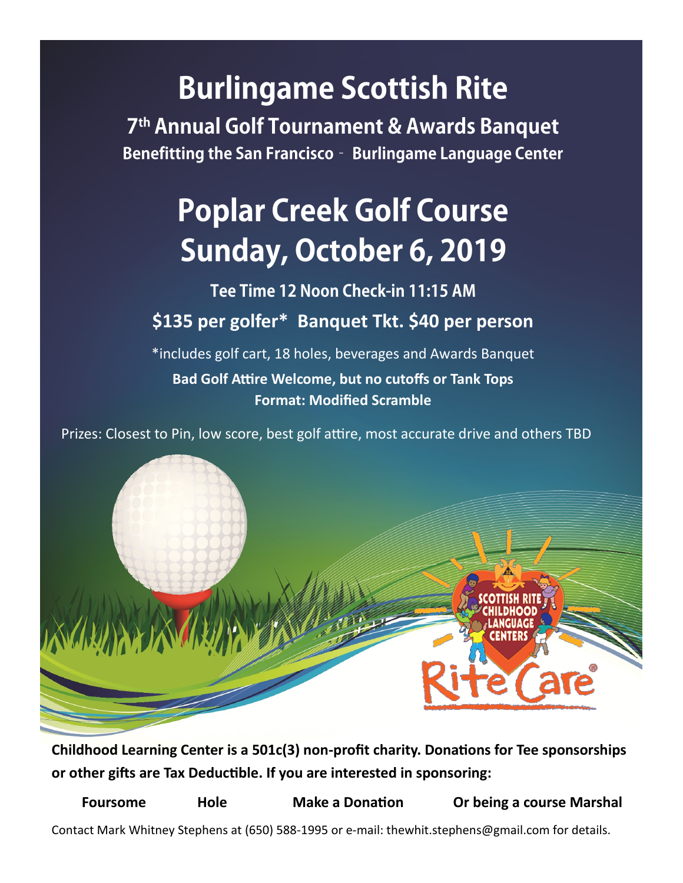# Burlingame Scottish Rite

## 7th Annual Golf Tournament & Awards Banquet

### Benefitting the San Francisco - Burlingame Language Center

# Poplar Creek Golf Course

# Sunday, October 6, 2019

### Tee Time 12 Noon Check-in 11:15 AM

### $135 per golfer* Banquet Tkt. $40 per person

*includes golf cart, 18 holes, beverages and Awards Banquet

**Bad Golf Attire Welcome, but no cutoffs or Tank Tops**

**Format: Modified Scramble**

Prizes: Closest to Pin, low score, best golf attire, most accurate drive and others TBD

SCOTTISH RITE CHILDHOOD LANGUAGE CENTERS

RiteCare®

**Childhood Learning Center is a 501c(3) non-profit charity. Donations for Tee sponsorships or other gifts are Tax Deductible. If you are interested in sponsoring:**

**Foursome** **Hole** **Make a Donation** **Or being a course Marshal**

Contact Mark Whitney Stephens at (650) 588-1995 or e-mail: thewhit.stephens@gmail.com for details.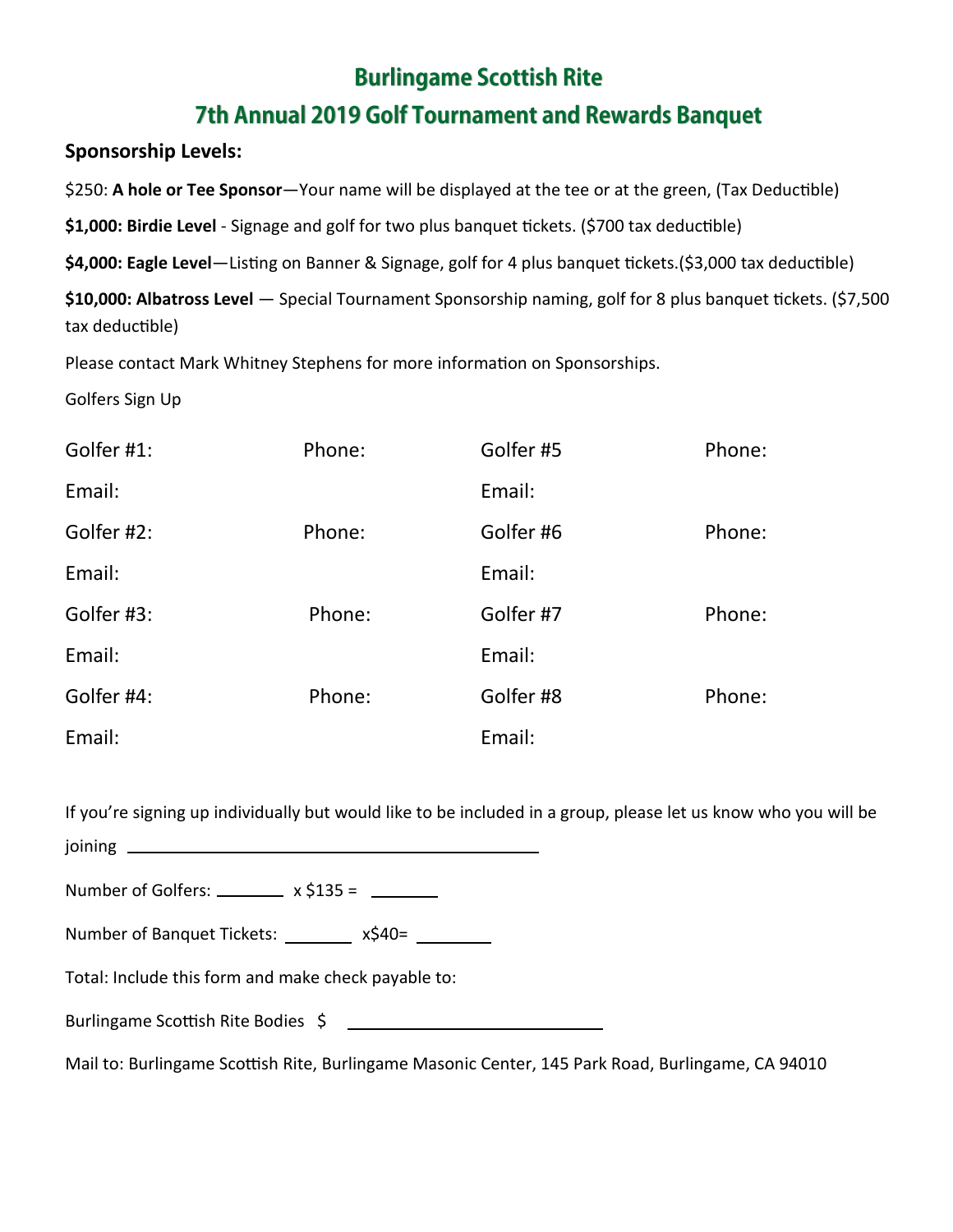# Burlingame Scottish Rite

## 7th Annual 2019 Golf Tournament and Rewards Banquet

**Sponsorship Levels:**

$250: **A hole or Tee Sponsor**—Your name will be displayed at the tee or at the green, (Tax Deductible)

**$1,000: Birdie Level** - Signage and golf for two plus banquet tickets. ($700 tax deductible)

**$4,000: Eagle Level**—Listing on Banner & Signage, golf for 4 plus banquet tickets.($3,000 tax deductible)

**$10,000: Albatross Level** — Special Tournament Sponsorship naming, golf for 8 plus banquet tickets. ($7,500 tax deductible)

Please contact Mark Whitney Stephens for more information on Sponsorships.

Golfers Sign Up

| | | | |
|---|---|---|---|
| Golfer #1: | Phone: | Golfer #5 | Phone: |
| Email: | | Email: | |
| Golfer #2: | Phone: | Golfer #6 | Phone: |
| Email: | | Email: | |
| Golfer #3: | Phone: | Golfer #7 | Phone: |
| Email: | | Email: | |
| Golfer #4: | Phone: | Golfer #8 | Phone: |
| Email: | | Email: | |

If you're signing up individually but would like to be included in a group, please let us know who you will be joining \_\_\_\_\_\_\_\_\_\_\_\_\_\_\_\_\_\_\_\_\_\_\_\_\_\_\_\_\_\_\_\_

Number of Golfers: \_\_\_\_\_\_ x $135 = \_\_\_\_\_\_

Number of Banquet Tickets: \_\_\_\_\_\_ x$40= \_\_\_\_\_\_

Total: Include this form and make check payable to:

Burlingame Scottish Rite Bodies $ \_\_\_\_\_\_\_\_\_\_\_\_\_\_\_\_\_\_\_\_

Mail to: Burlingame Scottish Rite, Burlingame Masonic Center, 145 Park Road, Burlingame, CA 94010